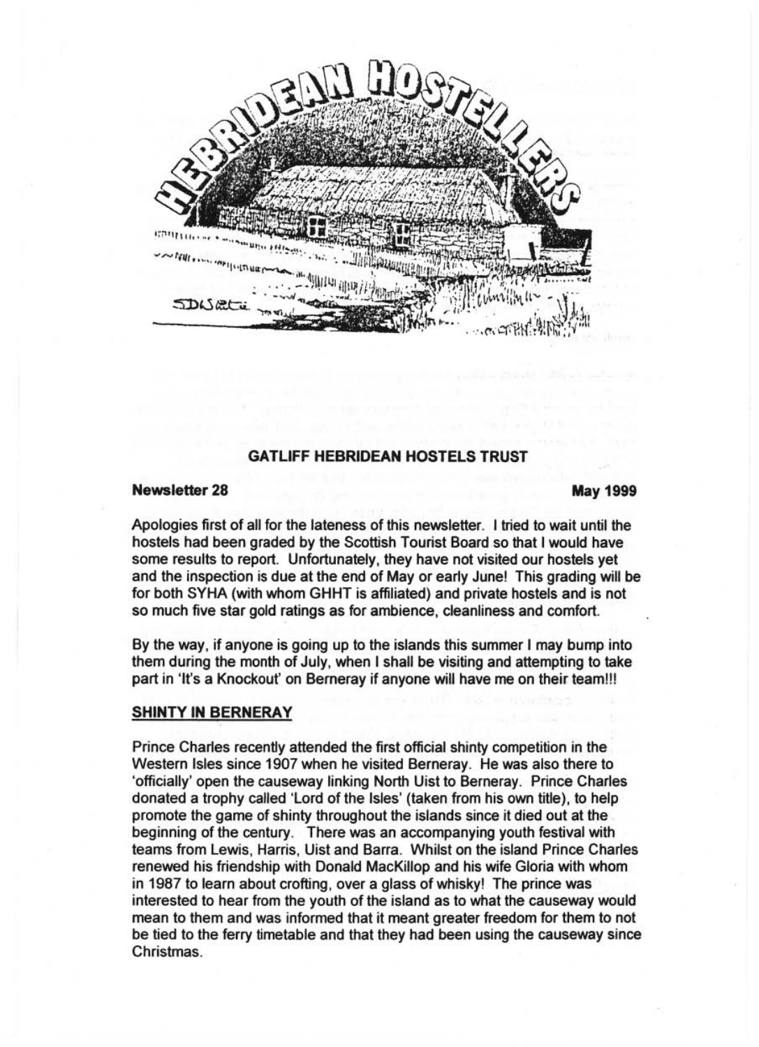# GATLIFF HEBRIDEAN HOSTELS TRUST

**Newsletter 28** **May 1999**

Apologies first of all for the lateness of this newsletter. I tried to wait until the hostels had been graded by the Scottish Tourist Board so that I would have some results to report. Unfortunately, they have not visited our hostels yet and the inspection is due at the end of May or early June! This grading will be for both SYHA (with whom GHHT is affiliated) and private hostels and is not so much five star gold ratings as for ambience, cleanliness and comfort.

By the way, if anyone is going up to the islands this summer I may bump into them during the month of July, when I shall be visiting and attempting to take part in 'It's a Knockout' on Berneray if anyone will have me on their team!!!

## SHINTY IN BERNERAY

Prince Charles recently attended the first official shinty competition in the Western Isles since 1907 when he visited Berneray. He was also there to 'officially' open the causeway linking North Uist to Berneray. Prince Charles donated a trophy called 'Lord of the Isles' (taken from his own title), to help promote the game of shinty throughout the islands since it died out at the beginning of the century. There was an accompanying youth festival with teams from Lewis, Harris, Uist and Barra. Whilst on the island Prince Charles renewed his friendship with Donald MacKillop and his wife Gloria with whom in 1987 to learn about crofting, over a glass of whisky! The prince was interested to hear from the youth of the island as to what the causeway would mean to them and was informed that it meant greater freedom for them to not be tied to the ferry timetable and that they had been using the causeway since Christmas.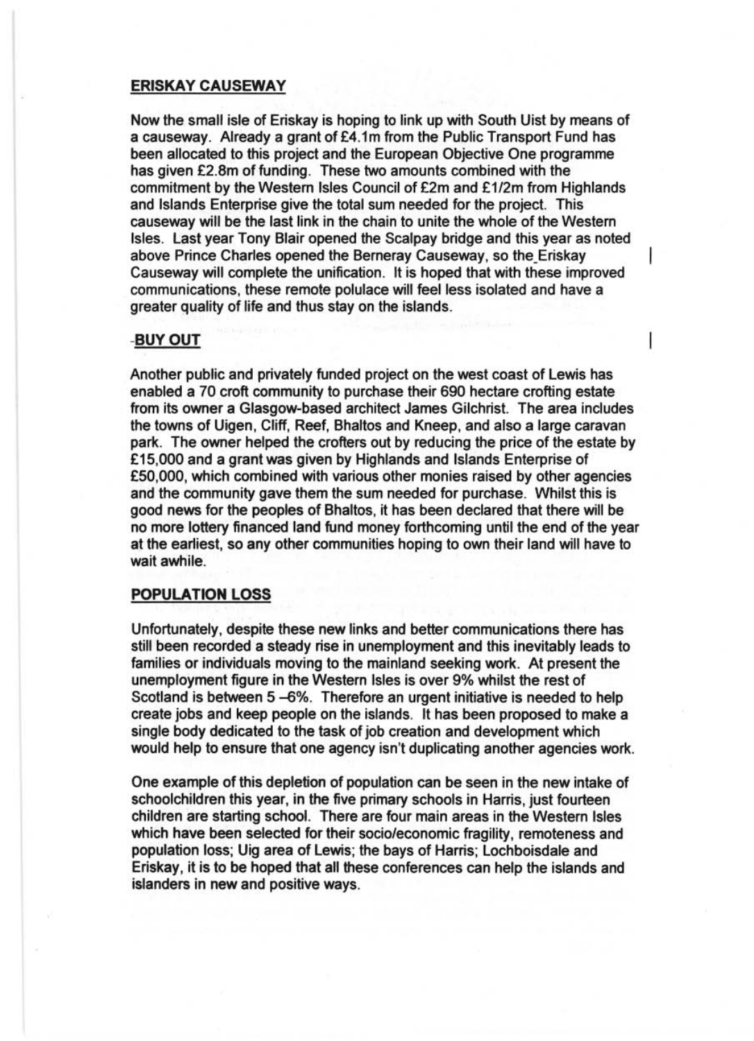## ERISKAY CAUSEWAY

Now the small isle of Eriskay is hoping to link up with South Uist by means of a causeway. Already a grant of £4.1m from the Public Transport Fund has been allocated to this project and the European Objective One programme has given £2.8m of funding. These two amounts combined with the commitment by the Western Isles Council of £2m and £1/2m from Highlands and Islands Enterprise give the total sum needed for the project. This causeway will be the last link in the chain to unite the whole of the Western Isles. Last year Tony Blair opened the Scalpay bridge and this year as noted above Prince Charles opened the Berneray Causeway, so the Eriskay Causeway will complete the unification. It is hoped that with these improved communications, these remote polulace will feel less isolated and have a greater quality of life and thus stay on the islands.

## BUY OUT

Another public and privately funded project on the west coast of Lewis has enabled a 70 croft community to purchase their 690 hectare crofting estate from its owner a Glasgow-based architect James Gilchrist. The area includes the towns of Uigen, Cliff, Reef, Bhaltos and Kneep, and also a large caravan park. The owner helped the crofters out by reducing the price of the estate by £15,000 and a grant was given by Highlands and Islands Enterprise of £50,000, which combined with various other monies raised by other agencies and the community gave them the sum needed for purchase. Whilst this is good news for the peoples of Bhaltos, it has been declared that there will be no more lottery financed land fund money forthcoming until the end of the year at the earliest, so any other communities hoping to own their land will have to wait awhile.

## POPULATION LOSS

Unfortunately, despite these new links and better communications there has still been recorded a steady rise in unemployment and this inevitably leads to families or individuals moving to the mainland seeking work. At present the unemployment figure in the Western Isles is over 9% whilst the rest of Scotland is between 5 –6%. Therefore an urgent initiative is needed to help create jobs and keep people on the islands. It has been proposed to make a single body dedicated to the task of job creation and development which would help to ensure that one agency isn't duplicating another agencies work.

One example of this depletion of population can be seen in the new intake of schoolchildren this year, in the five primary schools in Harris, just fourteen children are starting school. There are four main areas in the Western Isles which have been selected for their socio/economic fragility, remoteness and population loss; Uig area of Lewis; the bays of Harris; Lochboisdale and Eriskay, it is to be hoped that all these conferences can help the islands and islanders in new and positive ways.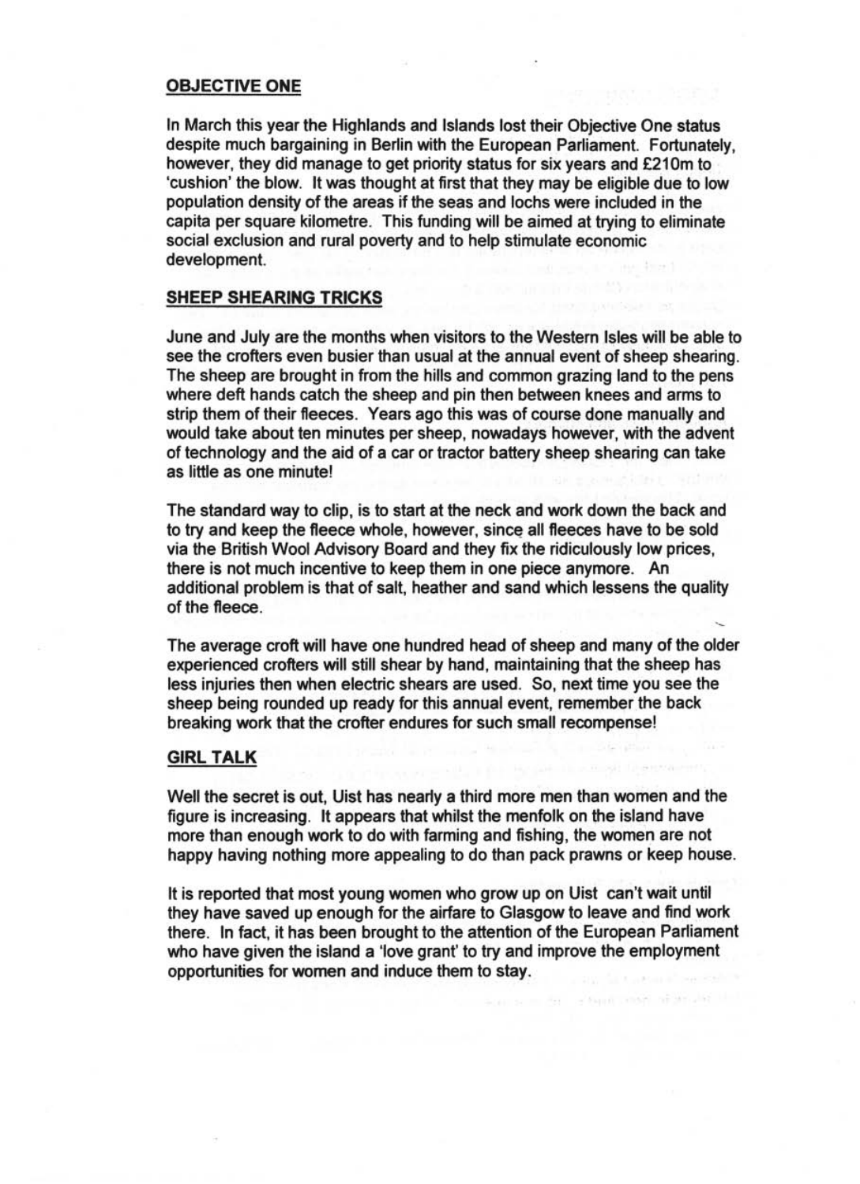## OBJECTIVE ONE

In March this year the Highlands and Islands lost their Objective One status despite much bargaining in Berlin with the European Parliament. Fortunately, however, they did manage to get priority status for six years and £210m to 'cushion' the blow. It was thought at first that they may be eligible due to low population density of the areas if the seas and lochs were included in the capita per square kilometre. This funding will be aimed at trying to eliminate social exclusion and rural poverty and to help stimulate economic development.

## SHEEP SHEARING TRICKS

June and July are the months when visitors to the Western Isles will be able to see the crofters even busier than usual at the annual event of sheep shearing. The sheep are brought in from the hills and common grazing land to the pens where deft hands catch the sheep and pin then between knees and arms to strip them of their fleeces. Years ago this was of course done manually and would take about ten minutes per sheep, nowadays however, with the advent of technology and the aid of a car or tractor battery sheep shearing can take as little as one minute!

The standard way to clip, is to start at the neck and work down the back and to try and keep the fleece whole, however, since all fleeces have to be sold via the British Wool Advisory Board and they fix the ridiculously low prices, there is not much incentive to keep them in one piece anymore. An additional problem is that of salt, heather and sand which lessens the quality of the fleece.

The average croft will have one hundred head of sheep and many of the older experienced crofters will still shear by hand, maintaining that the sheep has less injuries then when electric shears are used. So, next time you see the sheep being rounded up ready for this annual event, remember the back breaking work that the crofter endures for such small recompense!

## GIRL TALK

Well the secret is out, Uist has nearly a third more men than women and the figure is increasing. It appears that whilst the menfolk on the island have more than enough work to do with farming and fishing, the women are not happy having nothing more appealing to do than pack prawns or keep house.

It is reported that most young women who grow up on Uist can't wait until they have saved up enough for the airfare to Glasgow to leave and find work there. In fact, it has been brought to the attention of the European Parliament who have given the island a 'love grant' to try and improve the employment opportunities for women and induce them to stay.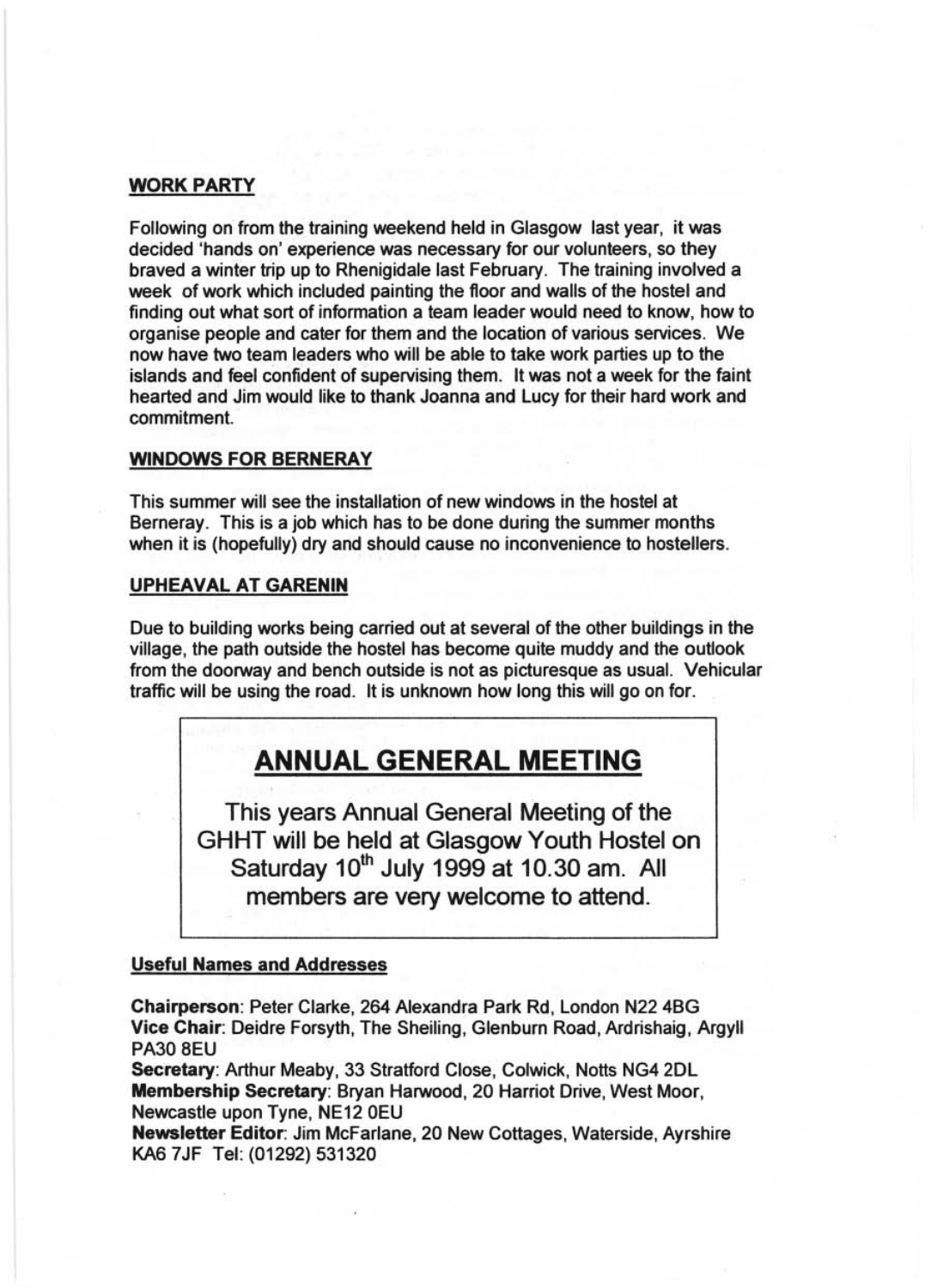## WORK PARTY

Following on from the training weekend held in Glasgow last year, it was decided 'hands on' experience was necessary for our volunteers, so they braved a winter trip up to Rhenigidale last February. The training involved a week of work which included painting the floor and walls of the hostel and finding out what sort of information a team leader would need to know, how to organise people and cater for them and the location of various services. We now have two team leaders who will be able to take work parties up to the islands and feel confident of supervising them. It was not a week for the faint hearted and Jim would like to thank Joanna and Lucy for their hard work and commitment.

## WINDOWS FOR BERNERAY

This summer will see the installation of new windows in the hostel at Berneray. This is a job which has to be done during the summer months when it is (hopefully) dry and should cause no inconvenience to hostellers.

## UPHEAVAL AT GARENIN

Due to building works being carried out at several of the other buildings in the village, the path outside the hostel has become quite muddy and the outlook from the doorway and bench outside is not as picturesque as usual. Vehicular traffic will be using the road. It is unknown how long this will go on for.

## ANNUAL GENERAL MEETING

This years Annual General Meeting of the GHHT will be held at Glasgow Youth Hostel on Saturday 10th July 1999 at 10.30 am. All members are very welcome to attend.

## Useful Names and Addresses

**Chairperson**: Peter Clarke, 264 Alexandra Park Rd, London N22 4BG
**Vice Chair**: Deidre Forsyth, The Sheiling, Glenburn Road, Ardrishaig, Argyll PA30 8EU
**Secretary**: Arthur Meaby, 33 Stratford Close, Colwick, Notts NG4 2DL
**Membership Secretary**: Bryan Harwood, 20 Harriot Drive, West Moor, Newcastle upon Tyne, NE12 0EU
**Newsletter Editor**: Jim McFarlane, 20 New Cottages, Waterside, Ayrshire KA6 7JF Tel: (01292) 531320